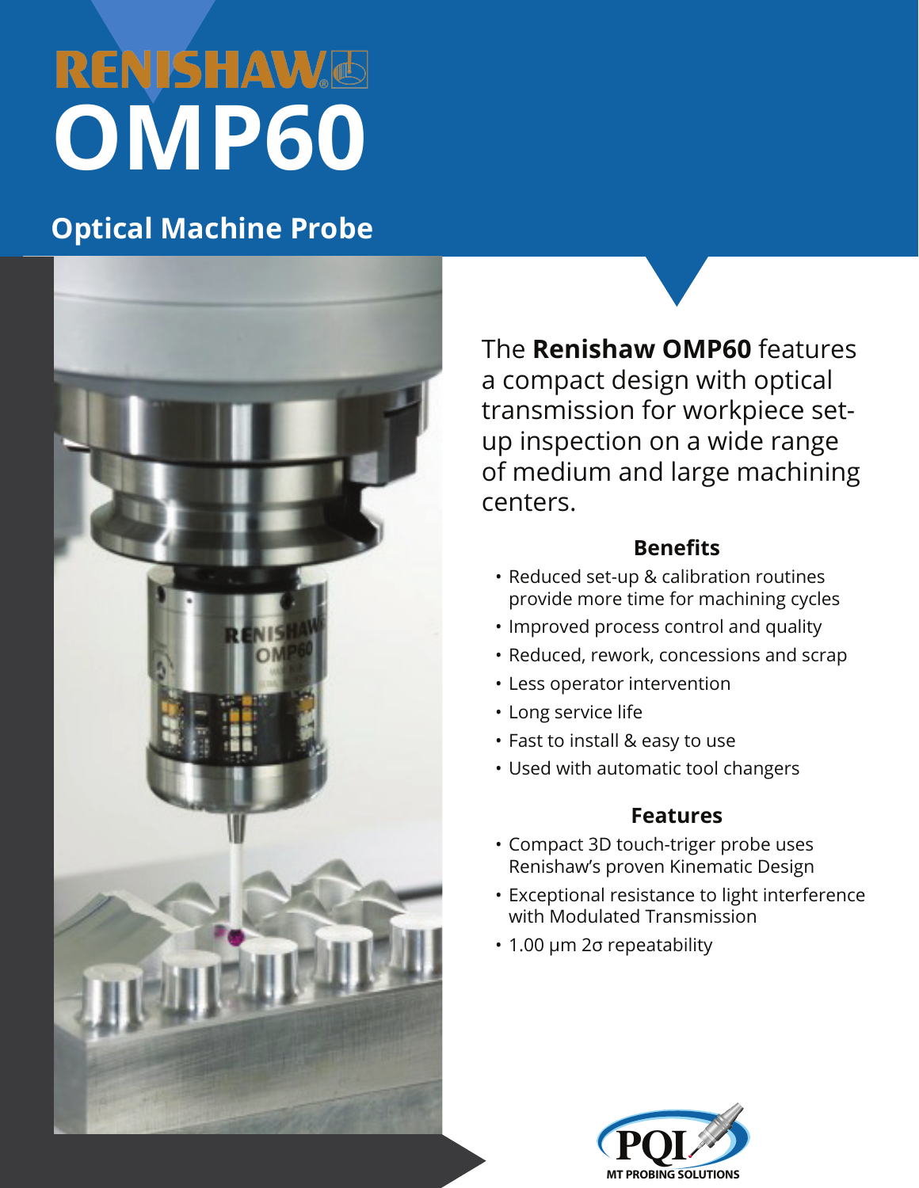# RENISHAW

# OMP60

## Optical Machine Probe

The **Renishaw OMP60** features a compact design with optical transmission for workpiece set-up inspection on a wide range of medium and large machining centers.

### Benefits

- Reduced set-up & calibration routines provide more time for machining cycles
- Improved process control and quality
- Reduced, rework, concessions and scrap
- Less operator intervention
- Long service life
- Fast to install & easy to use
- Used with automatic tool changers

### Features

- Compact 3D touch-triger probe uses Renishaw's proven Kinematic Design
- Exceptional resistance to light interference with Modulated Transmission
- 1.00 μm 2σ repeatability

PQI MT PROBING SOLUTIONS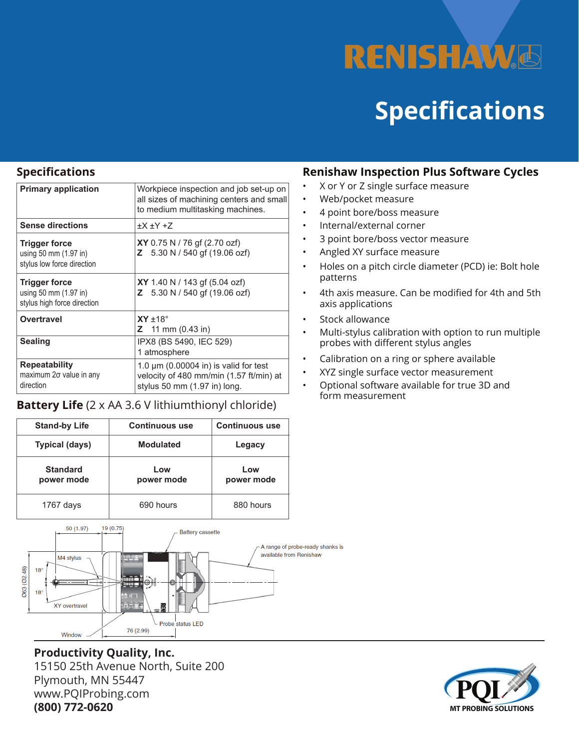# Specifications

## Specifications

| | |
|---|---|
| **Primary application** | Workpiece inspection and job set-up on all sizes of machining centers and small to medium multitasking machines. |
| **Sense directions** | ±X ±Y +Z |
| **Trigger force** using 50 mm (1.97 in) stylus low force direction | **XY** 0.75 N / 76 gf (2.70 ozf) **Z** 5.30 N / 540 gf (19.06 ozf) |
| **Trigger force** using 50 mm (1.97 in) stylus high force direction | **XY** 1.40 N / 143 gf (5.04 ozf) **Z** 5.30 N / 540 gf (19.06 ozf) |
| **Overtravel** | **XY** ±18° **Z** 11 mm (0.43 in) |
| **Sealing** | IPX8 (BS 5490, IEC 529) 1 atmosphere |
| **Repeatability** maximum 2σ value in any direction | 1.0 µm (0.00004 in) is valid for test velocity of 480 mm/min (1.57 ft/min) at stylus 50 mm (1.97 in) long. |

## Battery Life (2 x AA 3.6 V lithiumthionyl chloride)

| Stand-by Life | Continuous use | Continuous use |
|---|---|---|
| **Typical (days)** | **Modulated** | **Legacy** |
| **Standard power mode** | **Low power mode** | **Low power mode** |
| 1767 days | 690 hours | 880 hours |

50 (1.97)
19 (0.75)
Battery cassette
A range of probe-ready shanks is available from Renishaw
M4 stylus
18°
18°
Ø63 (Ø2.48)
XY overtravel
Probe status LED
76 (2.99)
Window

## Renishaw Inspection Plus Software Cycles

- X or Y or Z single surface measure
- Web/pocket measure
- 4 point bore/boss measure
- Internal/external corner
- 3 point bore/boss vector measure
- Angled XY surface measure
- Holes on a pitch circle diameter (PCD) ie: Bolt hole patterns
- 4th axis measure. Can be modified for 4th and 5th axis applications
- Stock allowance
- Multi-stylus calibration with option to run multiple probes with different stylus angles
- Calibration on a ring or sphere available
- XYZ single surface vector measurement
- Optional software available for true 3D and form measurement

**Productivity Quality, Inc.**
15150 25th Avenue North, Suite 200
Plymouth, MN 55447
www.PQIProbing.com
**(800) 772-0620**

PQI MT PROBING SOLUTIONS